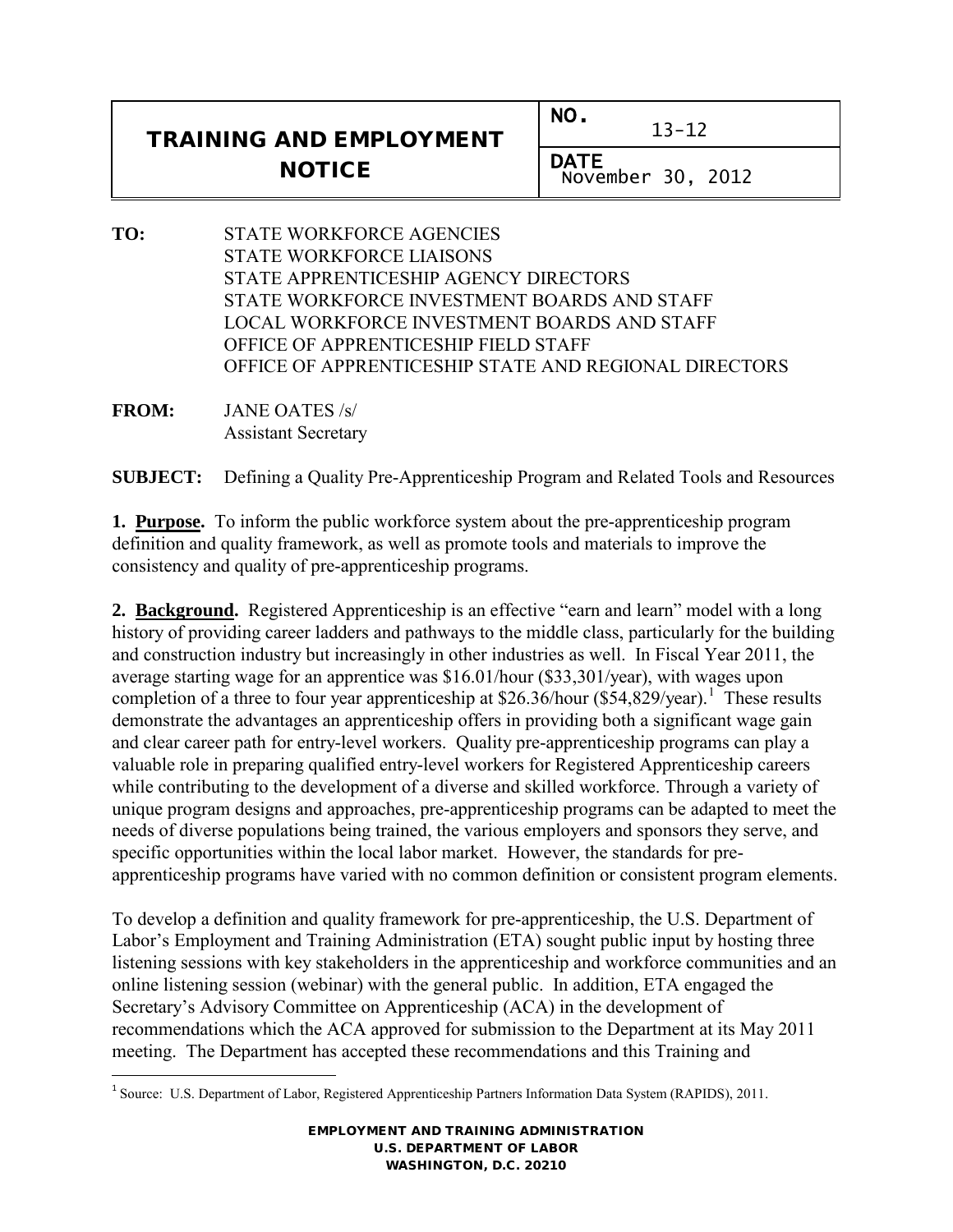| TRAINING AND EMPLOYMENT NOTICE | NO. 13-12 |
| --- | --- |
| | DATE November 30, 2012 |

**TO:** STATE WORKFORCE AGENCIES
STATE WORKFORCE LIAISONS
STATE APPRENTICESHIP AGENCY DIRECTORS
STATE WORKFORCE INVESTMENT BOARDS AND STAFF
LOCAL WORKFORCE INVESTMENT BOARDS AND STAFF
OFFICE OF APPRENTICESHIP FIELD STAFF
OFFICE OF APPRENTICESHIP STATE AND REGIONAL DIRECTORS

**FROM:** JANE OATES /s/
Assistant Secretary

**SUBJECT:** Defining a Quality Pre-Apprenticeship Program and Related Tools and Resources

**1. Purpose.** To inform the public workforce system about the pre-apprenticeship program definition and quality framework, as well as promote tools and materials to improve the consistency and quality of pre-apprenticeship programs.

**2. Background.** Registered Apprenticeship is an effective "earn and learn" model with a long history of providing career ladders and pathways to the middle class, particularly for the building and construction industry but increasingly in other industries as well. In Fiscal Year 2011, the average starting wage for an apprentice was $16.01/hour ($33,301/year), with wages upon completion of a three to four year apprenticeship at $26.36/hour ($54,829/year).[1] These results demonstrate the advantages an apprenticeship offers in providing both a significant wage gain and clear career path for entry-level workers. Quality pre-apprenticeship programs can play a valuable role in preparing qualified entry-level workers for Registered Apprenticeship careers while contributing to the development of a diverse and skilled workforce. Through a variety of unique program designs and approaches, pre-apprenticeship programs can be adapted to meet the needs of diverse populations being trained, the various employers and sponsors they serve, and specific opportunities within the local labor market. However, the standards for pre-apprenticeship programs have varied with no common definition or consistent program elements.

To develop a definition and quality framework for pre-apprenticeship, the U.S. Department of Labor's Employment and Training Administration (ETA) sought public input by hosting three listening sessions with key stakeholders in the apprenticeship and workforce communities and an online listening session (webinar) with the general public. In addition, ETA engaged the Secretary's Advisory Committee on Apprenticeship (ACA) in the development of recommendations which the ACA approved for submission to the Department at its May 2011 meeting. The Department has accepted these recommendations and this Training and

[1] Source: U.S. Department of Labor, Registered Apprenticeship Partners Information Data System (RAPIDS), 2011.

EMPLOYMENT AND TRAINING ADMINISTRATION
U.S. DEPARTMENT OF LABOR
WASHINGTON, D.C. 20210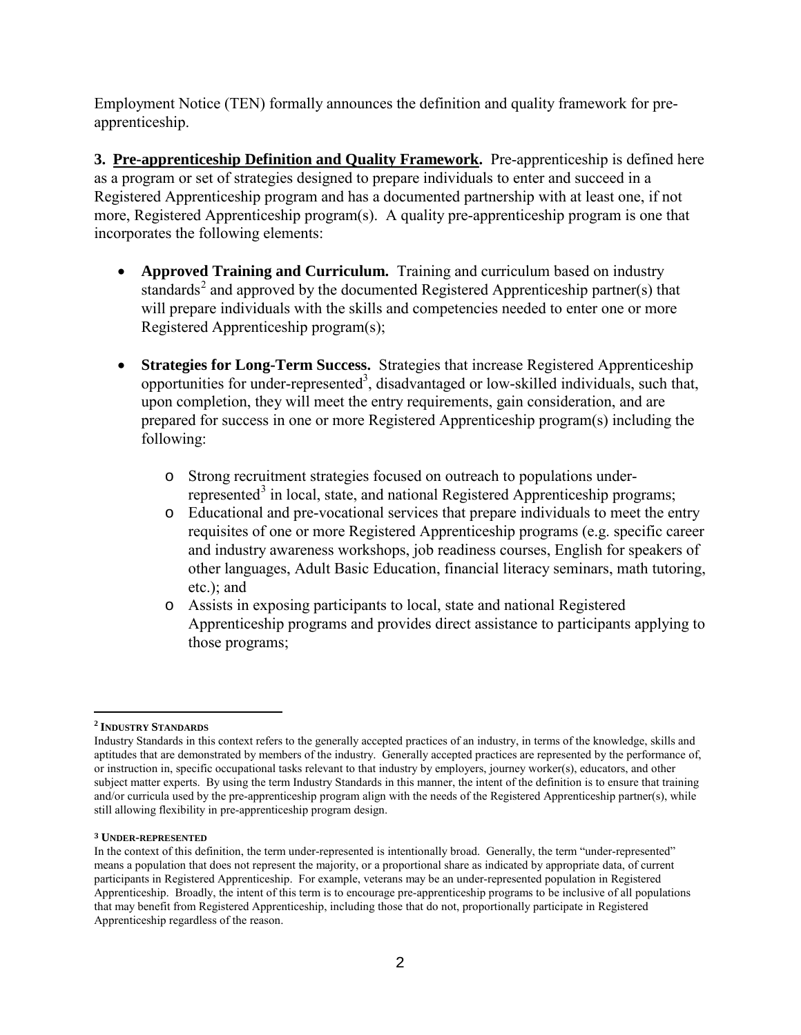Employment Notice (TEN) formally announces the definition and quality framework for pre-apprenticeship.

**3. Pre-apprenticeship Definition and Quality Framework.** Pre-apprenticeship is defined here as a program or set of strategies designed to prepare individuals to enter and succeed in a Registered Apprenticeship program and has a documented partnership with at least one, if not more, Registered Apprenticeship program(s). A quality pre-apprenticeship program is one that incorporates the following elements:

- **Approved Training and Curriculum.** Training and curriculum based on industry standards[2] and approved by the documented Registered Apprenticeship partner(s) that will prepare individuals with the skills and competencies needed to enter one or more Registered Apprenticeship program(s);
- **Strategies for Long-Term Success.** Strategies that increase Registered Apprenticeship opportunities for under-represented[3], disadvantaged or low-skilled individuals, such that, upon completion, they will meet the entry requirements, gain consideration, and are prepared for success in one or more Registered Apprenticeship program(s) including the following:
  - Strong recruitment strategies focused on outreach to populations under-represented[3] in local, state, and national Registered Apprenticeship programs;
  - Educational and pre-vocational services that prepare individuals to meet the entry requisites of one or more Registered Apprenticeship programs (e.g. specific career and industry awareness workshops, job readiness courses, English for speakers of other languages, Adult Basic Education, financial literacy seminars, math tutoring, etc.); and
  - Assists in exposing participants to local, state and national Registered Apprenticeship programs and provides direct assistance to participants applying to those programs;

---

[2] **INDUSTRY STANDARDS**

Industry Standards in this context refers to the generally accepted practices of an industry, in terms of the knowledge, skills and aptitudes that are demonstrated by members of the industry. Generally accepted practices are represented by the performance of, or instruction in, specific occupational tasks relevant to that industry by employers, journey worker(s), educators, and other subject matter experts. By using the term Industry Standards in this manner, the intent of the definition is to ensure that training and/or curricula used by the pre-apprenticeship program align with the needs of the Registered Apprenticeship partner(s), while still allowing flexibility in pre-apprenticeship program design.

[3] **UNDER-REPRESENTED**

In the context of this definition, the term under-represented is intentionally broad. Generally, the term "under-represented" means a population that does not represent the majority, or a proportional share as indicated by appropriate data, of current participants in Registered Apprenticeship. For example, veterans may be an under-represented population in Registered Apprenticeship. Broadly, the intent of this term is to encourage pre-apprenticeship programs to be inclusive of all populations that may benefit from Registered Apprenticeship, including those that do not, proportionally participate in Registered Apprenticeship regardless of the reason.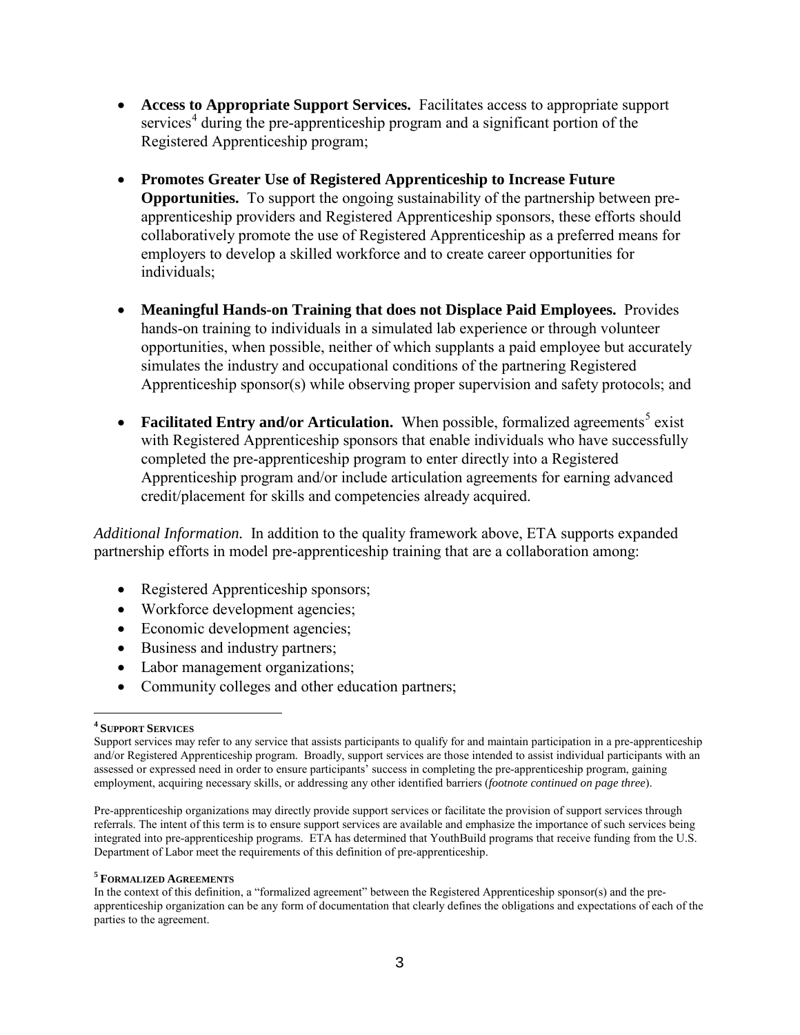- **Access to Appropriate Support Services.** Facilitates access to appropriate support services[4] during the pre-apprenticeship program and a significant portion of the Registered Apprenticeship program;

- **Promotes Greater Use of Registered Apprenticeship to Increase Future Opportunities.** To support the ongoing sustainability of the partnership between pre-apprenticeship providers and Registered Apprenticeship sponsors, these efforts should collaboratively promote the use of Registered Apprenticeship as a preferred means for employers to develop a skilled workforce and to create career opportunities for individuals;

- **Meaningful Hands-on Training that does not Displace Paid Employees.** Provides hands-on training to individuals in a simulated lab experience or through volunteer opportunities, when possible, neither of which supplants a paid employee but accurately simulates the industry and occupational conditions of the partnering Registered Apprenticeship sponsor(s) while observing proper supervision and safety protocols; and

- **Facilitated Entry and/or Articulation.** When possible, formalized agreements[5] exist with Registered Apprenticeship sponsors that enable individuals who have successfully completed the pre-apprenticeship program to enter directly into a Registered Apprenticeship program and/or include articulation agreements for earning advanced credit/placement for skills and competencies already acquired.

*Additional Information.* In addition to the quality framework above, ETA supports expanded partnership efforts in model pre-apprenticeship training that are a collaboration among:

- Registered Apprenticeship sponsors;
- Workforce development agencies;
- Economic development agencies;
- Business and industry partners;
- Labor management organizations;
- Community colleges and other education partners;

---

[4] **SUPPORT SERVICES**

Support services may refer to any service that assists participants to qualify for and maintain participation in a pre-apprenticeship and/or Registered Apprenticeship program. Broadly, support services are those intended to assist individual participants with an assessed or expressed need in order to ensure participants' success in completing the pre-apprenticeship program, gaining employment, acquiring necessary skills, or addressing any other identified barriers (*footnote continued on page three*).

Pre-apprenticeship organizations may directly provide support services or facilitate the provision of support services through referrals. The intent of this term is to ensure support services are available and emphasize the importance of such services being integrated into pre-apprenticeship programs. ETA has determined that YouthBuild programs that receive funding from the U.S. Department of Labor meet the requirements of this definition of pre-apprenticeship.

[5] **FORMALIZED AGREEMENTS**

In the context of this definition, a "formalized agreement" between the Registered Apprenticeship sponsor(s) and the pre-apprenticeship organization can be any form of documentation that clearly defines the obligations and expectations of each of the parties to the agreement.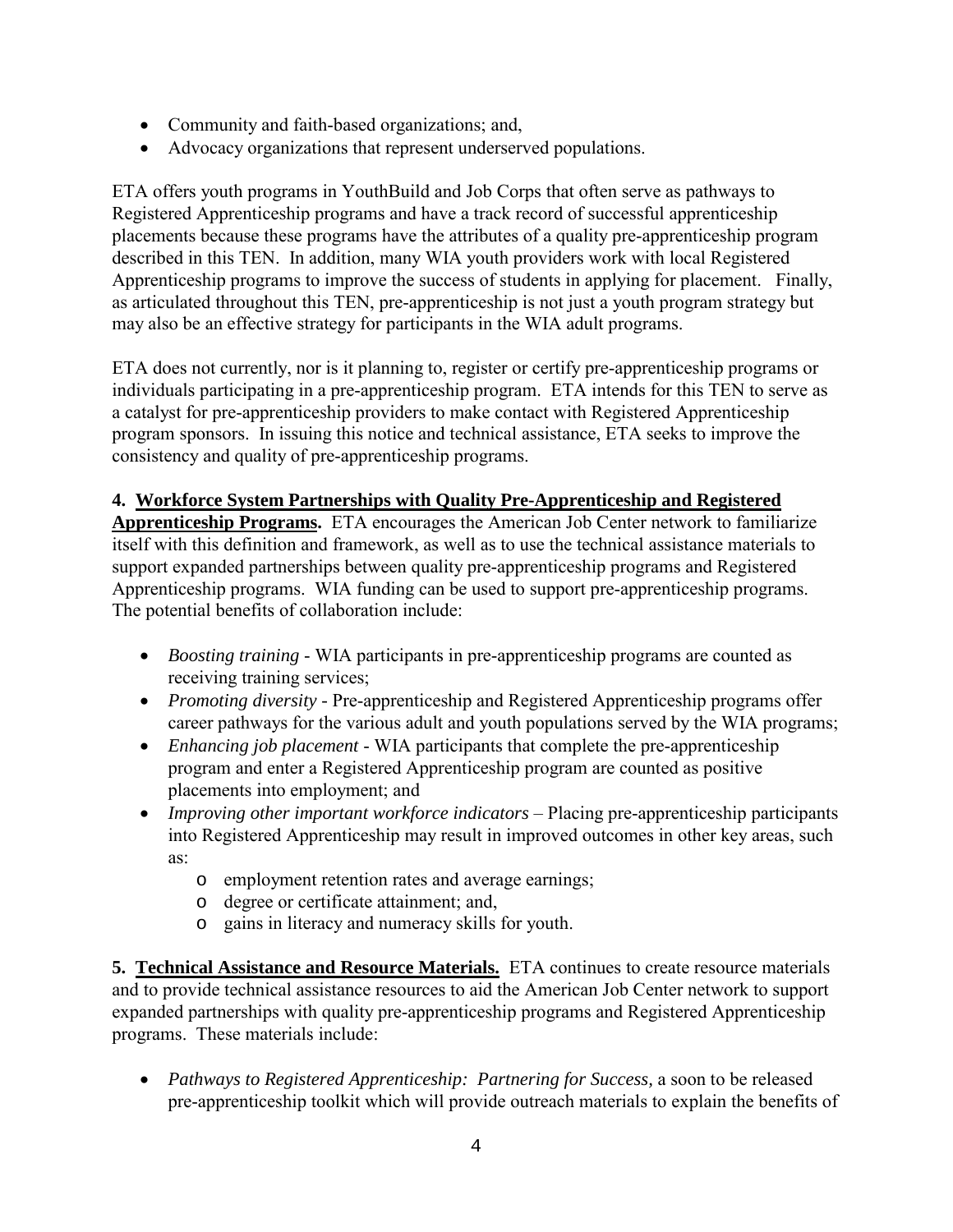- Community and faith-based organizations; and,
- Advocacy organizations that represent underserved populations.

ETA offers youth programs in YouthBuild and Job Corps that often serve as pathways to Registered Apprenticeship programs and have a track record of successful apprenticeship placements because these programs have the attributes of a quality pre-apprenticeship program described in this TEN. In addition, many WIA youth providers work with local Registered Apprenticeship programs to improve the success of students in applying for placement. Finally, as articulated throughout this TEN, pre-apprenticeship is not just a youth program strategy but may also be an effective strategy for participants in the WIA adult programs.

ETA does not currently, nor is it planning to, register or certify pre-apprenticeship programs or individuals participating in a pre-apprenticeship program. ETA intends for this TEN to serve as a catalyst for pre-apprenticeship providers to make contact with Registered Apprenticeship program sponsors. In issuing this notice and technical assistance, ETA seeks to improve the consistency and quality of pre-apprenticeship programs.

**4. <u>Workforce System Partnerships with Quality Pre-Apprenticeship and Registered Apprenticeship Programs.</u>** ETA encourages the American Job Center network to familiarize itself with this definition and framework, as well as to use the technical assistance materials to support expanded partnerships between quality pre-apprenticeship programs and Registered Apprenticeship programs. WIA funding can be used to support pre-apprenticeship programs. The potential benefits of collaboration include:

- *Boosting training* - WIA participants in pre-apprenticeship programs are counted as receiving training services;
- *Promoting diversity* - Pre-apprenticeship and Registered Apprenticeship programs offer career pathways for the various adult and youth populations served by the WIA programs;
- *Enhancing job placement* - WIA participants that complete the pre-apprenticeship program and enter a Registered Apprenticeship program are counted as positive placements into employment; and
- *Improving other important workforce indicators* – Placing pre-apprenticeship participants into Registered Apprenticeship may result in improved outcomes in other key areas, such as:
  - employment retention rates and average earnings;
  - degree or certificate attainment; and,
  - gains in literacy and numeracy skills for youth.

**5. <u>Technical Assistance and Resource Materials.</u>** ETA continues to create resource materials and to provide technical assistance resources to aid the American Job Center network to support expanded partnerships with quality pre-apprenticeship programs and Registered Apprenticeship programs. These materials include:

- *Pathways to Registered Apprenticeship: Partnering for Success,* a soon to be released pre-apprenticeship toolkit which will provide outreach materials to explain the benefits of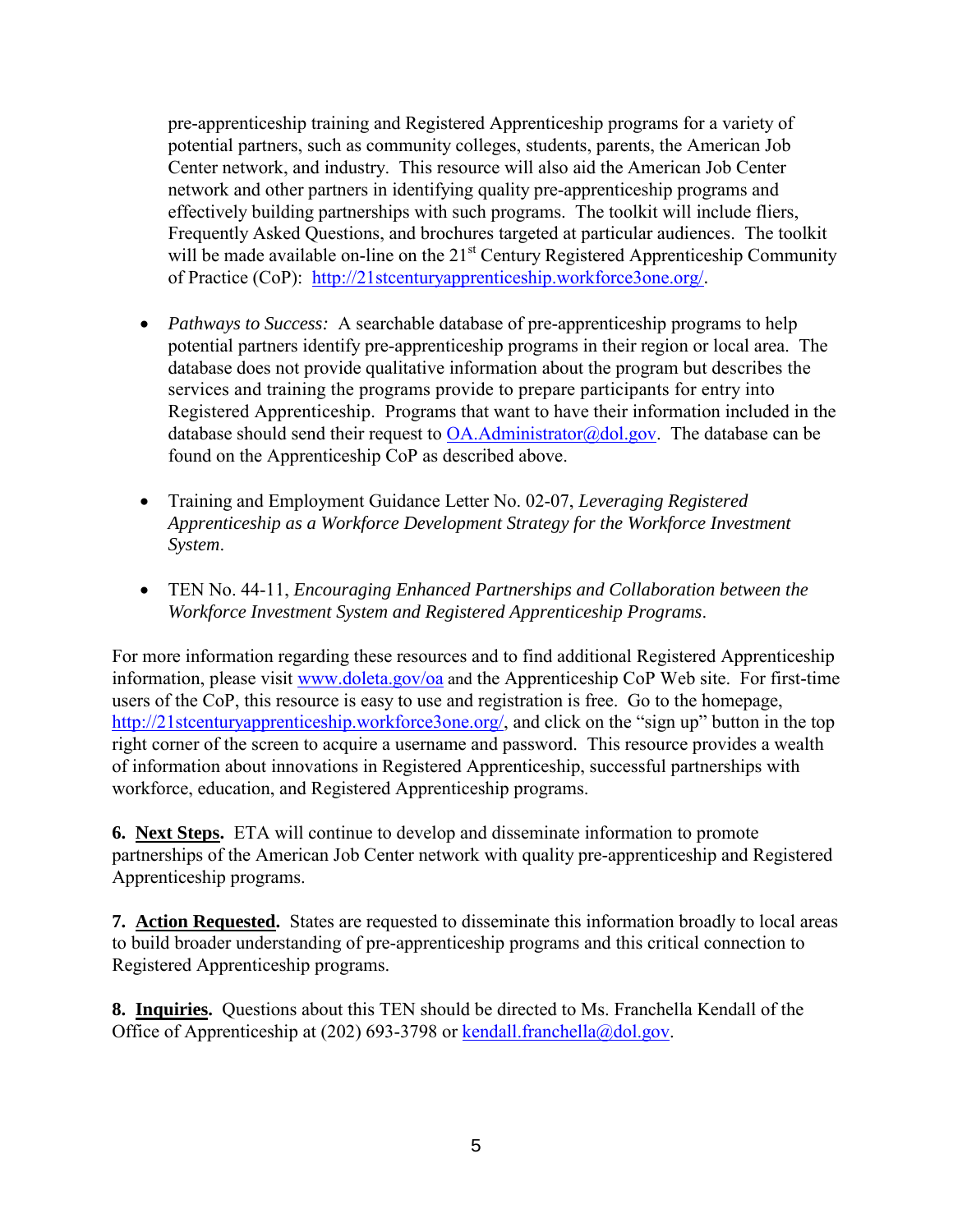pre-apprenticeship training and Registered Apprenticeship programs for a variety of potential partners, such as community colleges, students, parents, the American Job Center network, and industry. This resource will also aid the American Job Center network and other partners in identifying quality pre-apprenticeship programs and effectively building partnerships with such programs. The toolkit will include fliers, Frequently Asked Questions, and brochures targeted at particular audiences. The toolkit will be made available on-line on the 21st Century Registered Apprenticeship Community of Practice (CoP): http://21stcenturyapprenticeship.workforce3one.org/.

- *Pathways to Success:* A searchable database of pre-apprenticeship programs to help potential partners identify pre-apprenticeship programs in their region or local area. The database does not provide qualitative information about the program but describes the services and training the programs provide to prepare participants for entry into Registered Apprenticeship. Programs that want to have their information included in the database should send their request to OA.Administrator@dol.gov. The database can be found on the Apprenticeship CoP as described above.

- Training and Employment Guidance Letter No. 02-07, *Leveraging Registered Apprenticeship as a Workforce Development Strategy for the Workforce Investment System*.

- TEN No. 44-11, *Encouraging Enhanced Partnerships and Collaboration between the Workforce Investment System and Registered Apprenticeship Programs*.

For more information regarding these resources and to find additional Registered Apprenticeship information, please visit www.doleta.gov/oa and the Apprenticeship CoP Web site. For first-time users of the CoP, this resource is easy to use and registration is free. Go to the homepage, http://21stcenturyapprenticeship.workforce3one.org/, and click on the "sign up" button in the top right corner of the screen to acquire a username and password. This resource provides a wealth of information about innovations in Registered Apprenticeship, successful partnerships with workforce, education, and Registered Apprenticeship programs.

**6. Next Steps.** ETA will continue to develop and disseminate information to promote partnerships of the American Job Center network with quality pre-apprenticeship and Registered Apprenticeship programs.

**7. Action Requested.** States are requested to disseminate this information broadly to local areas to build broader understanding of pre-apprenticeship programs and this critical connection to Registered Apprenticeship programs.

**8. Inquiries.** Questions about this TEN should be directed to Ms. Franchella Kendall of the Office of Apprenticeship at (202) 693-3798 or kendall.franchella@dol.gov.